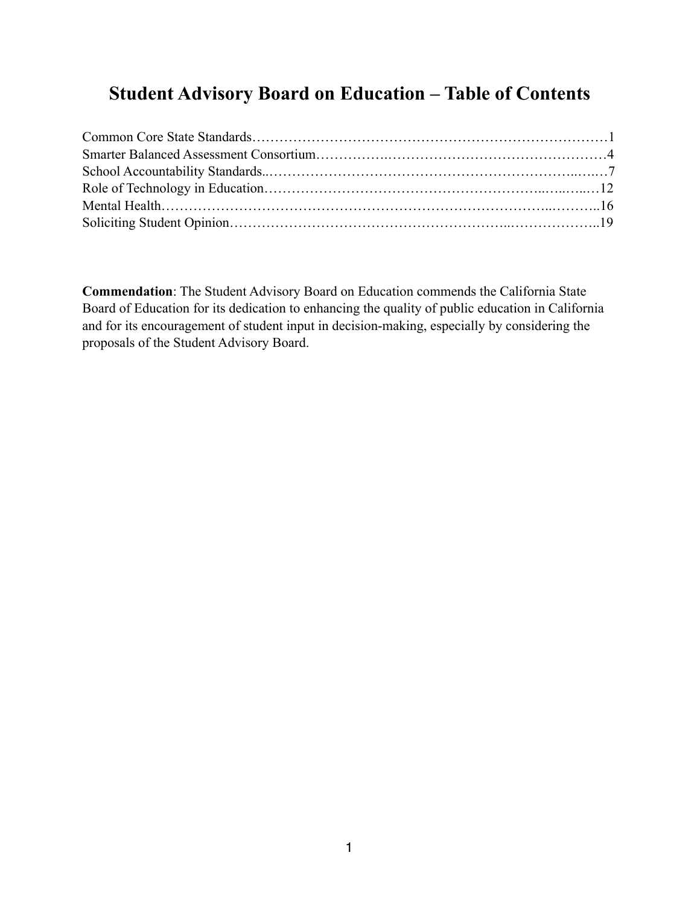# Student Advisory Board on Education – Table of Contents

Common Core State Standards……………………………………………………………………1
Smarter Balanced Assessment Consortium………………………………………………………4
School Accountability Standards……………………………………………………………………7
Role of Technology in Education…………………………………………………………………12
Mental Health……………………………………………………………………………………..16
Soliciting Student Opinion…………………………………………………………………………19

**Commendation**: The Student Advisory Board on Education commends the California State Board of Education for its dedication to enhancing the quality of public education in California and for its encouragement of student input in decision-making, especially by considering the proposals of the Student Advisory Board.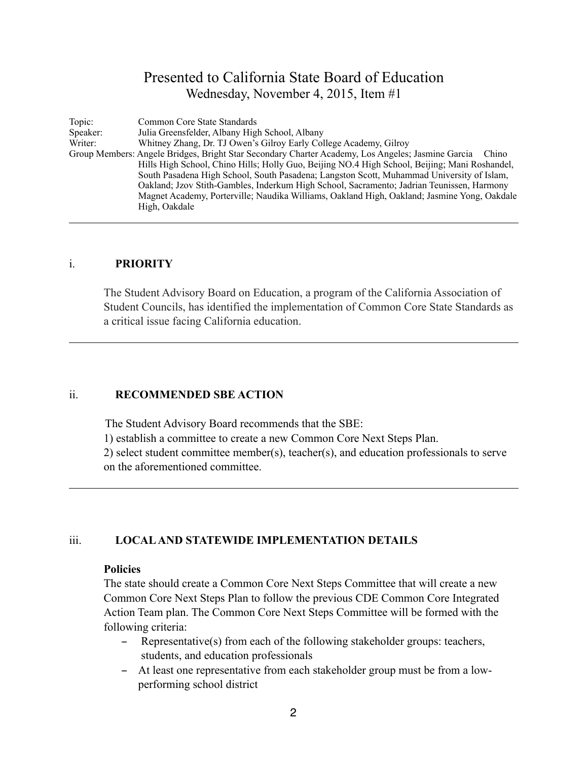# Presented to California State Board of Education

Wednesday, November 4, 2015, Item #1

Topic: Common Core State Standards

Speaker: Julia Greensfelder, Albany High School, Albany

Writer: Whitney Zhang, Dr. TJ Owen's Gilroy Early College Academy, Gilroy

Group Members: Angele Bridges, Bright Star Secondary Charter Academy, Los Angeles; Jasmine Garcia Chino Hills High School, Chino Hills; Holly Guo, Beijing NO.4 High School, Beijing; Mani Roshandel, South Pasadena High School, South Pasadena; Langston Scott, Muhammad University of Islam, Oakland; Jzov Stith-Gambles, Inderkum High School, Sacramento; Jadrian Teunissen, Harmony Magnet Academy, Porterville; Naudika Williams, Oakland High, Oakland; Jasmine Yong, Oakdale High, Oakdale

---

## i. PRIORITY

The Student Advisory Board on Education, a program of the California Association of Student Councils, has identified the implementation of Common Core State Standards as a critical issue facing California education.

---

## ii. RECOMMENDED SBE ACTION

The Student Advisory Board recommends that the SBE:

1) establish a committee to create a new Common Core Next Steps Plan.
2) select student committee member(s), teacher(s), and education professionals to serve on the aforementioned committee.

---

## iii. LOCAL AND STATEWIDE IMPLEMENTATION DETAILS

**Policies**

The state should create a Common Core Next Steps Committee that will create a new Common Core Next Steps Plan to follow the previous CDE Common Core Integrated Action Team plan. The Common Core Next Steps Committee will be formed with the following criteria:

- Representative(s) from each of the following stakeholder groups: teachers, students, and education professionals
- At least one representative from each stakeholder group must be from a low-performing school district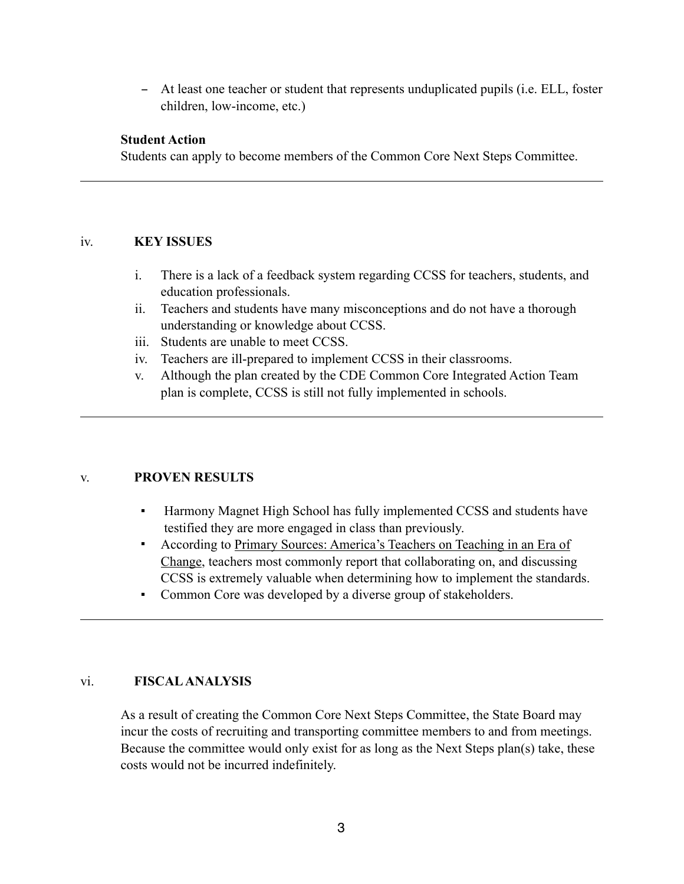- At least one teacher or student that represents unduplicated pupils (i.e. ELL, foster children, low-income, etc.)

**Student Action**

Students can apply to become members of the Common Core Next Steps Committee.

---

## iv. KEY ISSUES

i. There is a lack of a feedback system regarding CCSS for teachers, students, and education professionals.
ii. Teachers and students have many misconceptions and do not have a thorough understanding or knowledge about CCSS.
iii. Students are unable to meet CCSS.
iv. Teachers are ill-prepared to implement CCSS in their classrooms.
v. Although the plan created by the CDE Common Core Integrated Action Team plan is complete, CCSS is still not fully implemented in schools.

---

## v. PROVEN RESULTS

- Harmony Magnet High School has fully implemented CCSS and students have testified they are more engaged in class than previously.
- According to Primary Sources: America's Teachers on Teaching in an Era of Change, teachers most commonly report that collaborating on, and discussing CCSS is extremely valuable when determining how to implement the standards.
- Common Core was developed by a diverse group of stakeholders.

---

## vi. FISCAL ANALYSIS

As a result of creating the Common Core Next Steps Committee, the State Board may incur the costs of recruiting and transporting committee members to and from meetings. Because the committee would only exist for as long as the Next Steps plan(s) take, these costs would not be incurred indefinitely.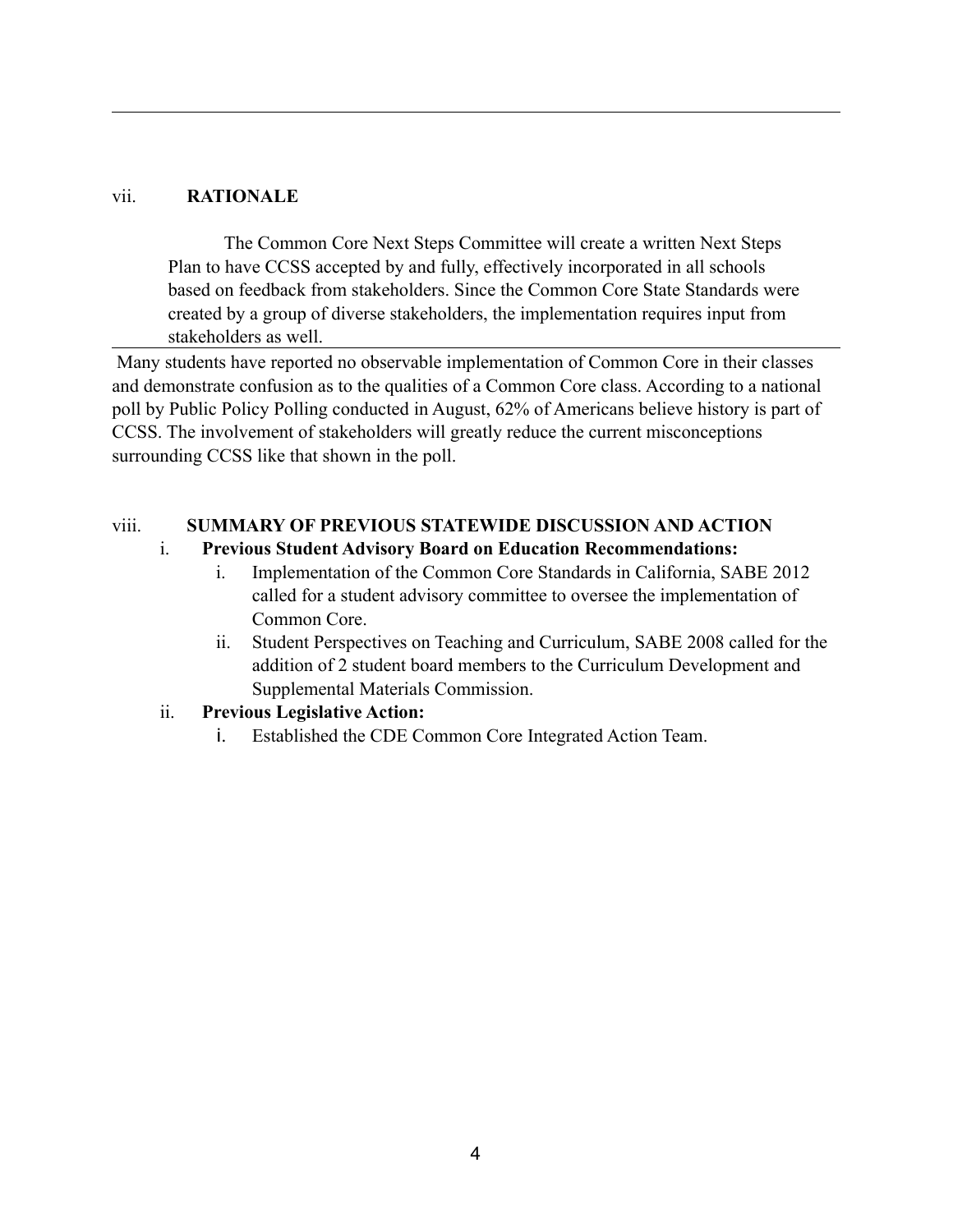---

vii. **RATIONALE**

The Common Core Next Steps Committee will create a written Next Steps Plan to have CCSS accepted by and fully, effectively incorporated in all schools based on feedback from stakeholders. Since the Common Core State Standards were created by a group of diverse stakeholders, the implementation requires input from stakeholders as well.

---

Many students have reported no observable implementation of Common Core in their classes and demonstrate confusion as to the qualities of a Common Core class. According to a national poll by Public Policy Polling conducted in August, 62% of Americans believe history is part of CCSS. The involvement of stakeholders will greatly reduce the current misconceptions surrounding CCSS like that shown in the poll.

viii. **SUMMARY OF PREVIOUS STATEWIDE DISCUSSION AND ACTION**

i. **Previous Student Advisory Board on Education Recommendations:**

   i. Implementation of the Common Core Standards in California, SABE 2012 called for a student advisory committee to oversee the implementation of Common Core.

   ii. Student Perspectives on Teaching and Curriculum, SABE 2008 called for the addition of 2 student board members to the Curriculum Development and Supplemental Materials Commission.

ii. **Previous Legislative Action:**

   i. Established the CDE Common Core Integrated Action Team.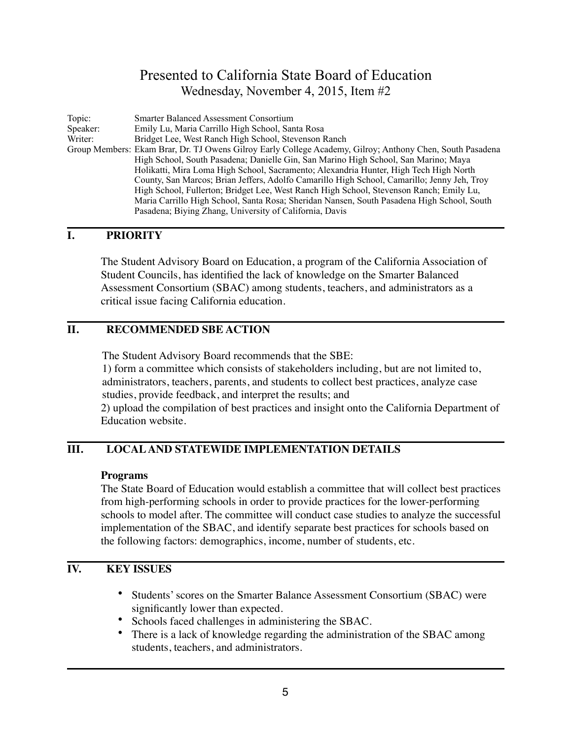# Presented to California State Board of Education

Wednesday, November 4, 2015, Item #2

Topic: Smarter Balanced Assessment Consortium
Speaker: Emily Lu, Maria Carrillo High School, Santa Rosa
Writer: Bridget Lee, West Ranch High School, Stevenson Ranch
Group Members: Ekam Brar, Dr. TJ Owens Gilroy Early College Academy, Gilroy; Anthony Chen, South Pasadena High School, South Pasadena; Danielle Gin, San Marino High School, San Marino; Maya Holikatti, Mira Loma High School, Sacramento; Alexandria Hunter, High Tech High North County, San Marcos; Brian Jeffers, Adolfo Camarillo High School, Camarillo; Jenny Jeh, Troy High School, Fullerton; Bridget Lee, West Ranch High School, Stevenson Ranch; Emily Lu, Maria Carrillo High School, Santa Rosa; Sheridan Nansen, South Pasadena High School, South Pasadena; Biying Zhang, University of California, Davis

## I. PRIORITY

The Student Advisory Board on Education, a program of the California Association of Student Councils, has identified the lack of knowledge on the Smarter Balanced Assessment Consortium (SBAC) among students, teachers, and administrators as a critical issue facing California education.

## II. RECOMMENDED SBE ACTION

The Student Advisory Board recommends that the SBE:
1) form a committee which consists of stakeholders including, but are not limited to, administrators, teachers, parents, and students to collect best practices, analyze case studies, provide feedback, and interpret the results; and
2) upload the compilation of best practices and insight onto the California Department of Education website.

## III. LOCAL AND STATEWIDE IMPLEMENTATION DETAILS

**Programs**
The State Board of Education would establish a committee that will collect best practices from high-performing schools in order to provide practices for the lower-performing schools to model after. The committee will conduct case studies to analyze the successful implementation of the SBAC, and identify separate best practices for schools based on the following factors: demographics, income, number of students, etc.

## IV. KEY ISSUES

- Students' scores on the Smarter Balance Assessment Consortium (SBAC) were significantly lower than expected.
- Schools faced challenges in administering the SBAC.
- There is a lack of knowledge regarding the administration of the SBAC among students, teachers, and administrators.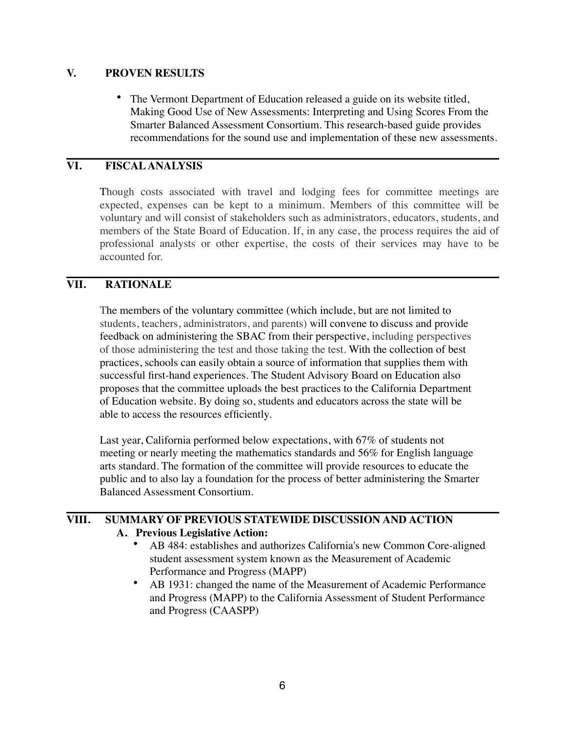## V. PROVEN RESULTS

- The Vermont Department of Education released a guide on its website titled, Making Good Use of New Assessments: Interpreting and Using Scores From the Smarter Balanced Assessment Consortium. This research-based guide provides recommendations for the sound use and implementation of these new assessments.

## VI. FISCAL ANALYSIS

Though costs associated with travel and lodging fees for committee meetings are expected, expenses can be kept to a minimum. Members of this committee will be voluntary and will consist of stakeholders such as administrators, educators, students, and members of the State Board of Education. If, in any case, the process requires the aid of professional analysts or other expertise, the costs of their services may have to be accounted for.

## VII. RATIONALE

The members of the voluntary committee (which include, but are not limited to students, teachers, administrators, and parents) will convene to discuss and provide feedback on administering the SBAC from their perspective, including perspectives of those administering the test and those taking the test. With the collection of best practices, schools can easily obtain a source of information that supplies them with successful first-hand experiences. The Student Advisory Board on Education also proposes that the committee uploads the best practices to the California Department of Education website. By doing so, students and educators across the state will be able to access the resources efficiently.

Last year, California performed below expectations, with 67% of students not meeting or nearly meeting the mathematics standards and 56% for English language arts standard. The formation of the committee will provide resources to educate the public and to also lay a foundation for the process of better administering the Smarter Balanced Assessment Consortium.

## VIII. SUMMARY OF PREVIOUS STATEWIDE DISCUSSION AND ACTION

### A. Previous Legislative Action:

- AB 484: establishes and authorizes California's new Common Core-aligned student assessment system known as the Measurement of Academic Performance and Progress (MAPP)
- AB 1931: changed the name of the Measurement of Academic Performance and Progress (MAPP) to the California Assessment of Student Performance and Progress (CAASPP)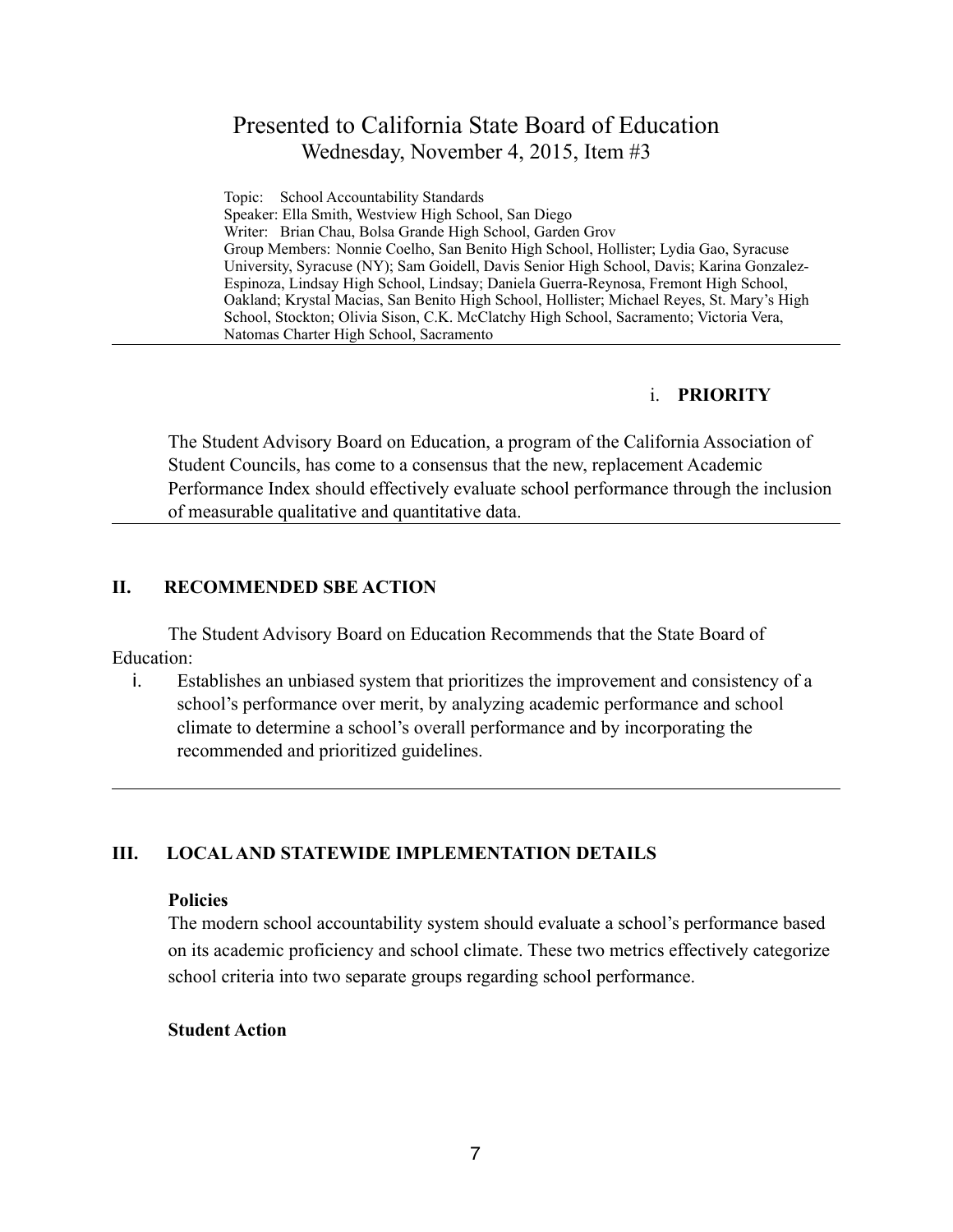# Presented to California State Board of Education
## Wednesday, November 4, 2015, Item #3

Topic: School Accountability Standards
Speaker: Ella Smith, Westview High School, San Diego
Writer: Brian Chau, Bolsa Grande High School, Garden Grov
Group Members: Nonnie Coelho, San Benito High School, Hollister; Lydia Gao, Syracuse University, Syracuse (NY); Sam Goidell, Davis Senior High School, Davis; Karina Gonzalez-Espinoza, Lindsay High School, Lindsay; Daniela Guerra-Reynosa, Fremont High School, Oakland; Krystal Macias, San Benito High School, Hollister; Michael Reyes, St. Mary's High School, Stockton; Olivia Sison, C.K. McClatchy High School, Sacramento; Victoria Vera, Natomas Charter High School, Sacramento

---

### i. PRIORITY

The Student Advisory Board on Education, a program of the California Association of Student Councils, has come to a consensus that the new, replacement Academic Performance Index should effectively evaluate school performance through the inclusion of measurable qualitative and quantitative data.

---

### II. RECOMMENDED SBE ACTION

The Student Advisory Board on Education Recommends that the State Board of Education:

i. Establishes an unbiased system that prioritizes the improvement and consistency of a school's performance over merit, by analyzing academic performance and school climate to determine a school's overall performance and by incorporating the recommended and prioritized guidelines.

---

### III. LOCAL AND STATEWIDE IMPLEMENTATION DETAILS

**Policies**

The modern school accountability system should evaluate a school's performance based on its academic proficiency and school climate. These two metrics effectively categorize school criteria into two separate groups regarding school performance.

**Student Action**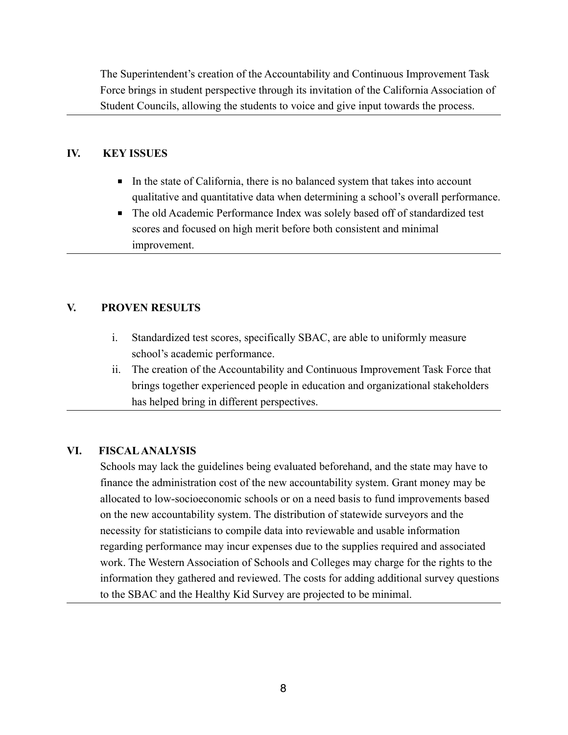The Superintendent's creation of the Accountability and Continuous Improvement Task Force brings in student perspective through its invitation of the California Association of Student Councils, allowing the students to voice and give input towards the process.

## IV. KEY ISSUES

- In the state of California, there is no balanced system that takes into account qualitative and quantitative data when determining a school's overall performance.
- The old Academic Performance Index was solely based off of standardized test scores and focused on high merit before both consistent and minimal improvement.

## V. PROVEN RESULTS

i. Standardized test scores, specifically SBAC, are able to uniformly measure school's academic performance.

ii. The creation of the Accountability and Continuous Improvement Task Force that brings together experienced people in education and organizational stakeholders has helped bring in different perspectives.

## VI. FISCAL ANALYSIS

Schools may lack the guidelines being evaluated beforehand, and the state may have to finance the administration cost of the new accountability system. Grant money may be allocated to low-socioeconomic schools or on a need basis to fund improvements based on the new accountability system. The distribution of statewide surveyors and the necessity for statisticians to compile data into reviewable and usable information regarding performance may incur expenses due to the supplies required and associated work. The Western Association of Schools and Colleges may charge for the rights to the information they gathered and reviewed. The costs for adding additional survey questions to the SBAC and the Healthy Kid Survey are projected to be minimal.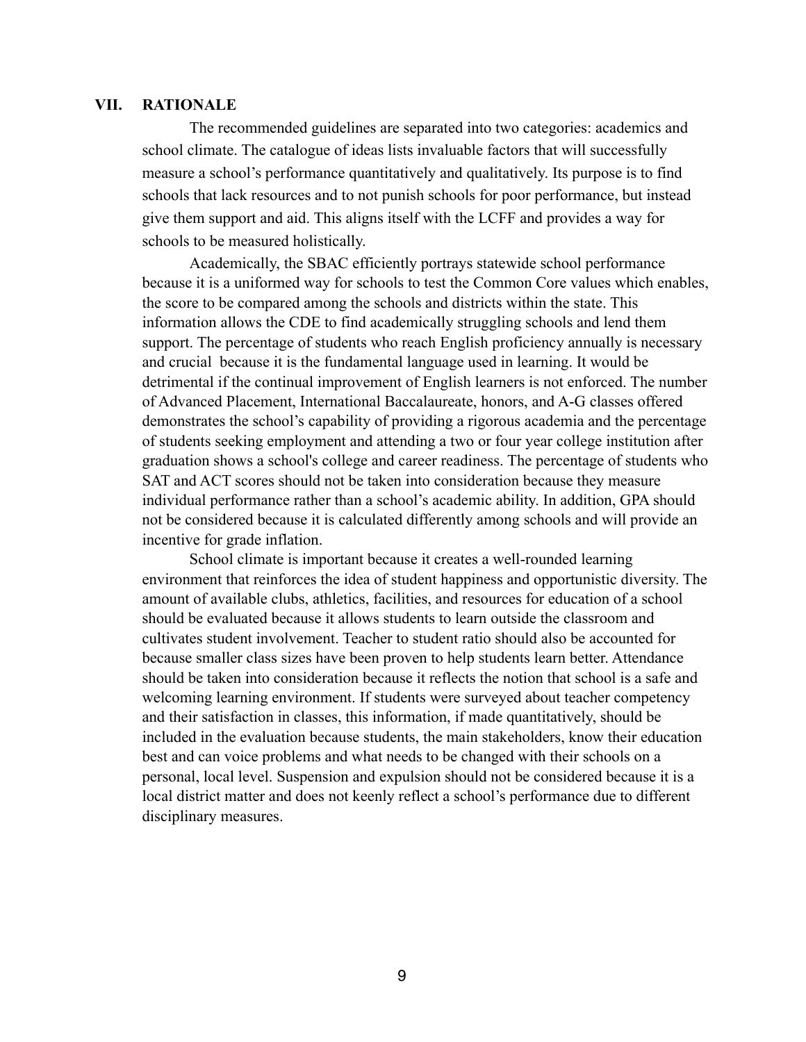## VII. RATIONALE

The recommended guidelines are separated into two categories: academics and school climate. The catalogue of ideas lists invaluable factors that will successfully measure a school's performance quantitatively and qualitatively. Its purpose is to find schools that lack resources and to not punish schools for poor performance, but instead give them support and aid. This aligns itself with the LCFF and provides a way for schools to be measured holistically.

Academically, the SBAC efficiently portrays statewide school performance because it is a uniformed way for schools to test the Common Core values which enables, the score to be compared among the schools and districts within the state. This information allows the CDE to find academically struggling schools and lend them support. The percentage of students who reach English proficiency annually is necessary and crucial because it is the fundamental language used in learning. It would be detrimental if the continual improvement of English learners is not enforced. The number of Advanced Placement, International Baccalaureate, honors, and A-G classes offered demonstrates the school's capability of providing a rigorous academia and the percentage of students seeking employment and attending a two or four year college institution after graduation shows a school's college and career readiness. The percentage of students who SAT and ACT scores should not be taken into consideration because they measure individual performance rather than a school's academic ability. In addition, GPA should not be considered because it is calculated differently among schools and will provide an incentive for grade inflation.

School climate is important because it creates a well-rounded learning environment that reinforces the idea of student happiness and opportunistic diversity. The amount of available clubs, athletics, facilities, and resources for education of a school should be evaluated because it allows students to learn outside the classroom and cultivates student involvement. Teacher to student ratio should also be accounted for because smaller class sizes have been proven to help students learn better. Attendance should be taken into consideration because it reflects the notion that school is a safe and welcoming learning environment. If students were surveyed about teacher competency and their satisfaction in classes, this information, if made quantitatively, should be included in the evaluation because students, the main stakeholders, know their education best and can voice problems and what needs to be changed with their schools on a personal, local level. Suspension and expulsion should not be considered because it is a local district matter and does not keenly reflect a school's performance due to different disciplinary measures.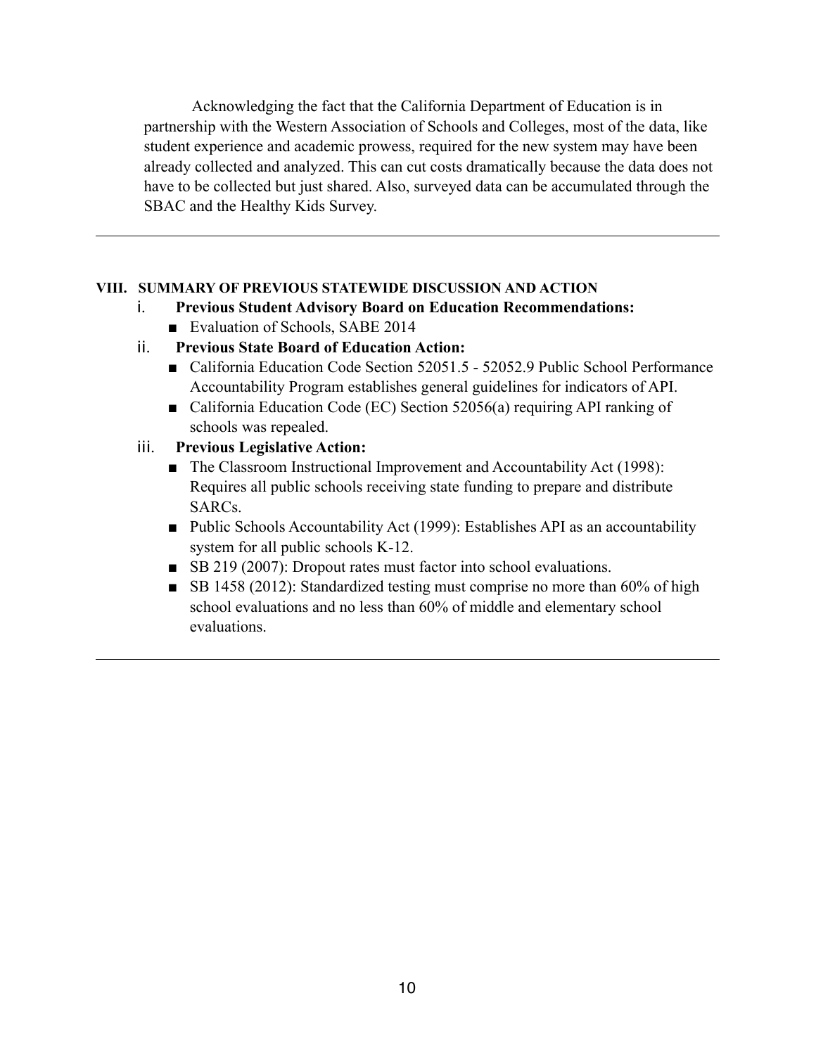Acknowledging the fact that the California Department of Education is in partnership with the Western Association of Schools and Colleges, most of the data, like student experience and academic prowess, required for the new system may have been already collected and analyzed. This can cut costs dramatically because the data does not have to be collected but just shared. Also, surveyed data can be accumulated through the SBAC and the Healthy Kids Survey.

---

## VIII. SUMMARY OF PREVIOUS STATEWIDE DISCUSSION AND ACTION

i. **Previous Student Advisory Board on Education Recommendations:**

- Evaluation of Schools, SABE 2014

ii. **Previous State Board of Education Action:**

- California Education Code Section 52051.5 - 52052.9 Public School Performance Accountability Program establishes general guidelines for indicators of API.
- California Education Code (EC) Section 52056(a) requiring API ranking of schools was repealed.

iii. **Previous Legislative Action:**

- The Classroom Instructional Improvement and Accountability Act (1998): Requires all public schools receiving state funding to prepare and distribute SARCs.
- Public Schools Accountability Act (1999): Establishes API as an accountability system for all public schools K-12.
- SB 219 (2007): Dropout rates must factor into school evaluations.
- SB 1458 (2012): Standardized testing must comprise no more than 60% of high school evaluations and no less than 60% of middle and elementary school evaluations.

---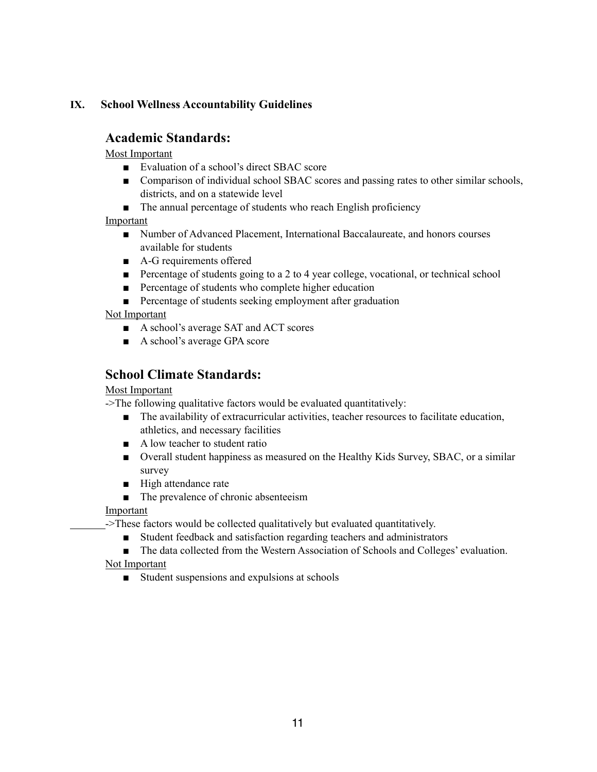## IX. School Wellness Accountability Guidelines

### Academic Standards:

Most Important

- Evaluation of a school's direct SBAC score
- Comparison of individual school SBAC scores and passing rates to other similar schools, districts, and on a statewide level
- The annual percentage of students who reach English proficiency

Important

- Number of Advanced Placement, International Baccalaureate, and honors courses available for students
- A-G requirements offered
- Percentage of students going to a 2 to 4 year college, vocational, or technical school
- Percentage of students who complete higher education
- Percentage of students seeking employment after graduation

Not Important

- A school's average SAT and ACT scores
- A school's average GPA score

### School Climate Standards:

Most Important

->The following qualitative factors would be evaluated quantitatively:

- The availability of extracurricular activities, teacher resources to facilitate education, athletics, and necessary facilities
- A low teacher to student ratio
- Overall student happiness as measured on the Healthy Kids Survey, SBAC, or a similar survey
- High attendance rate
- The prevalence of chronic absenteeism

Important

->These factors would be collected qualitatively but evaluated quantitatively.

- Student feedback and satisfaction regarding teachers and administrators
- The data collected from the Western Association of Schools and Colleges' evaluation.

Not Important

- Student suspensions and expulsions at schools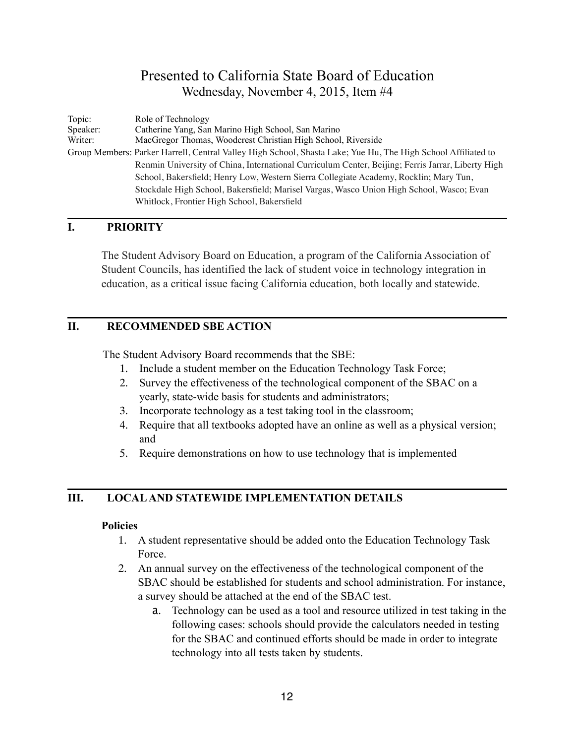# Presented to California State Board of Education

Wednesday, November 4, 2015, Item #4

Topic: Role of Technology
Speaker: Catherine Yang, San Marino High School, San Marino
Writer: MacGregor Thomas, Woodcrest Christian High School, Riverside
Group Members: Parker Harrell, Central Valley High School, Shasta Lake; Yue Hu, The High School Affiliated to Renmin University of China, International Curriculum Center, Beijing; Ferris Jarrar, Liberty High School, Bakersfield; Henry Low, Western Sierra Collegiate Academy, Rocklin; Mary Tun, Stockdale High School, Bakersfield; Marisel Vargas, Wasco Union High School, Wasco; Evan Whitlock, Frontier High School, Bakersfield

## I. PRIORITY

The Student Advisory Board on Education, a program of the California Association of Student Councils, has identified the lack of student voice in technology integration in education, as a critical issue facing California education, both locally and statewide.

## II. RECOMMENDED SBE ACTION

The Student Advisory Board recommends that the SBE:

1. Include a student member on the Education Technology Task Force;
2. Survey the effectiveness of the technological component of the SBAC on a yearly, state-wide basis for students and administrators;
3. Incorporate technology as a test taking tool in the classroom;
4. Require that all textbooks adopted have an online as well as a physical version; and
5. Require demonstrations on how to use technology that is implemented

## III. LOCAL AND STATEWIDE IMPLEMENTATION DETAILS

**Policies**

1. A student representative should be added onto the Education Technology Task Force.
2. An annual survey on the effectiveness of the technological component of the SBAC should be established for students and school administration. For instance, a survey should be attached at the end of the SBAC test.
   a. Technology can be used as a tool and resource utilized in test taking in the following cases: schools should provide the calculators needed in testing for the SBAC and continued efforts should be made in order to integrate technology into all tests taken by students.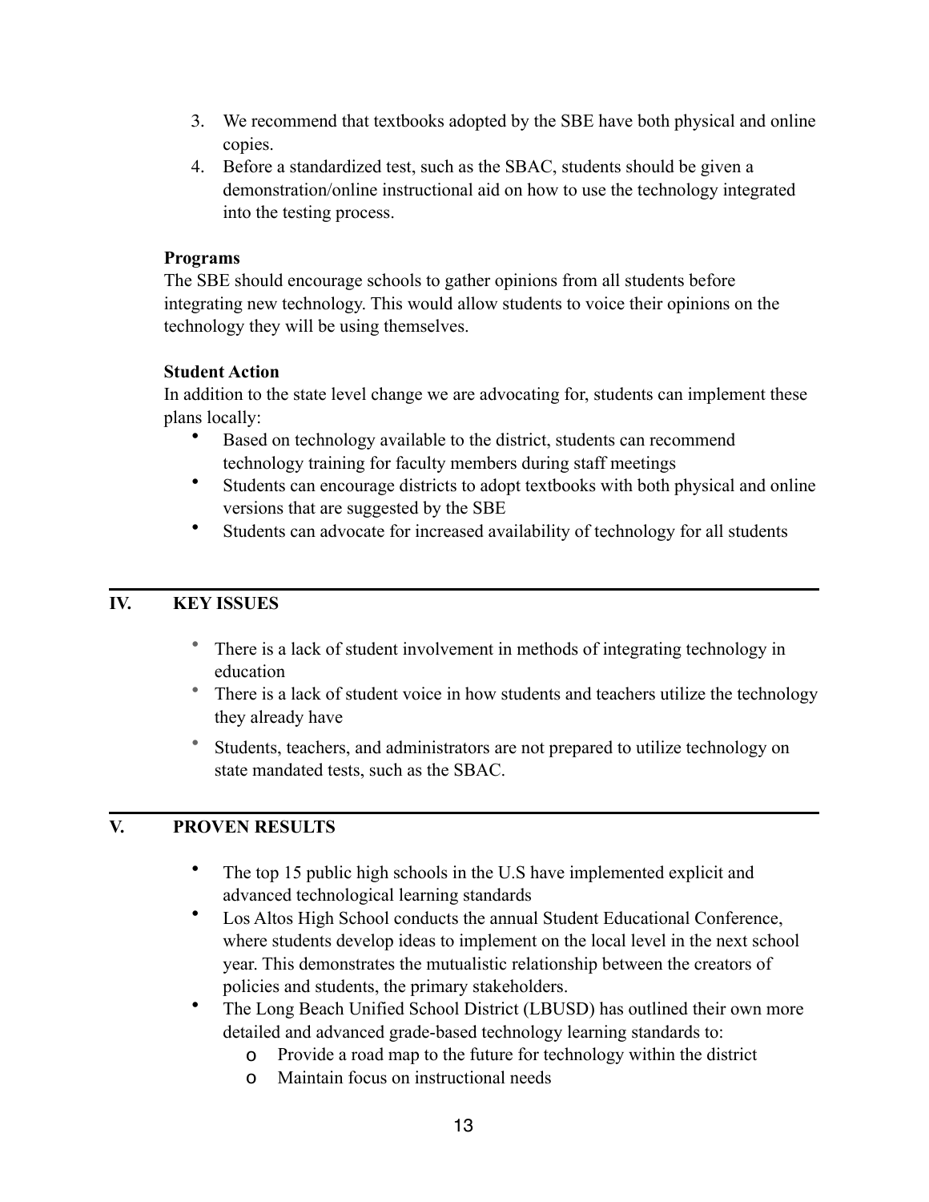3. We recommend that textbooks adopted by the SBE have both physical and online copies.
4. Before a standardized test, such as the SBAC, students should be given a demonstration/online instructional aid on how to use the technology integrated into the testing process.

**Programs**

The SBE should encourage schools to gather opinions from all students before integrating new technology. This would allow students to voice their opinions on the technology they will be using themselves.

**Student Action**

In addition to the state level change we are advocating for, students can implement these plans locally:

- Based on technology available to the district, students can recommend technology training for faculty members during staff meetings
- Students can encourage districts to adopt textbooks with both physical and online versions that are suggested by the SBE
- Students can advocate for increased availability of technology for all students

## IV. KEY ISSUES

- There is a lack of student involvement in methods of integrating technology in education
- There is a lack of student voice in how students and teachers utilize the technology they already have
- Students, teachers, and administrators are not prepared to utilize technology on state mandated tests, such as the SBAC.

## V. PROVEN RESULTS

- The top 15 public high schools in the U.S have implemented explicit and advanced technological learning standards
- Los Altos High School conducts the annual Student Educational Conference, where students develop ideas to implement on the local level in the next school year. This demonstrates the mutualistic relationship between the creators of policies and students, the primary stakeholders.
- The Long Beach Unified School District (LBUSD) has outlined their own more detailed and advanced grade-based technology learning standards to:
    - Provide a road map to the future for technology within the district
    - Maintain focus on instructional needs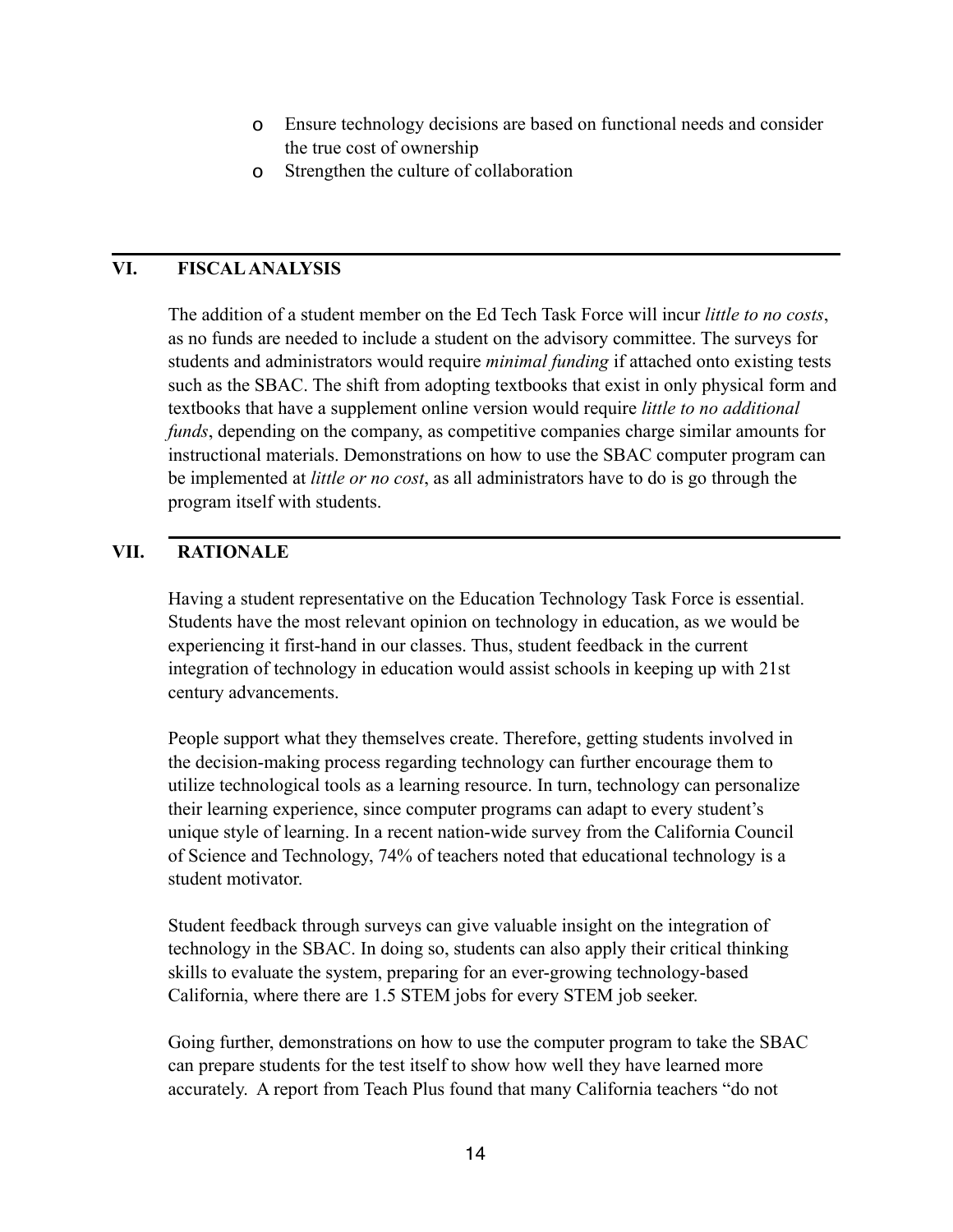- Ensure technology decisions are based on functional needs and consider the true cost of ownership
- Strengthen the culture of collaboration

## VI. FISCAL ANALYSIS

The addition of a student member on the Ed Tech Task Force will incur *little to no costs*, as no funds are needed to include a student on the advisory committee. The surveys for students and administrators would require *minimal funding* if attached onto existing tests such as the SBAC. The shift from adopting textbooks that exist in only physical form and textbooks that have a supplement online version would require *little to no additional funds*, depending on the company, as competitive companies charge similar amounts for instructional materials. Demonstrations on how to use the SBAC computer program can be implemented at *little or no cost*, as all administrators have to do is go through the program itself with students.

## VII. RATIONALE

Having a student representative on the Education Technology Task Force is essential. Students have the most relevant opinion on technology in education, as we would be experiencing it first-hand in our classes. Thus, student feedback in the current integration of technology in education would assist schools in keeping up with 21st century advancements.

People support what they themselves create. Therefore, getting students involved in the decision-making process regarding technology can further encourage them to utilize technological tools as a learning resource. In turn, technology can personalize their learning experience, since computer programs can adapt to every student's unique style of learning. In a recent nation-wide survey from the California Council of Science and Technology, 74% of teachers noted that educational technology is a student motivator.

Student feedback through surveys can give valuable insight on the integration of technology in the SBAC. In doing so, students can also apply their critical thinking skills to evaluate the system, preparing for an ever-growing technology-based California, where there are 1.5 STEM jobs for every STEM job seeker.

Going further, demonstrations on how to use the computer program to take the SBAC can prepare students for the test itself to show how well they have learned more accurately. A report from Teach Plus found that many California teachers "do not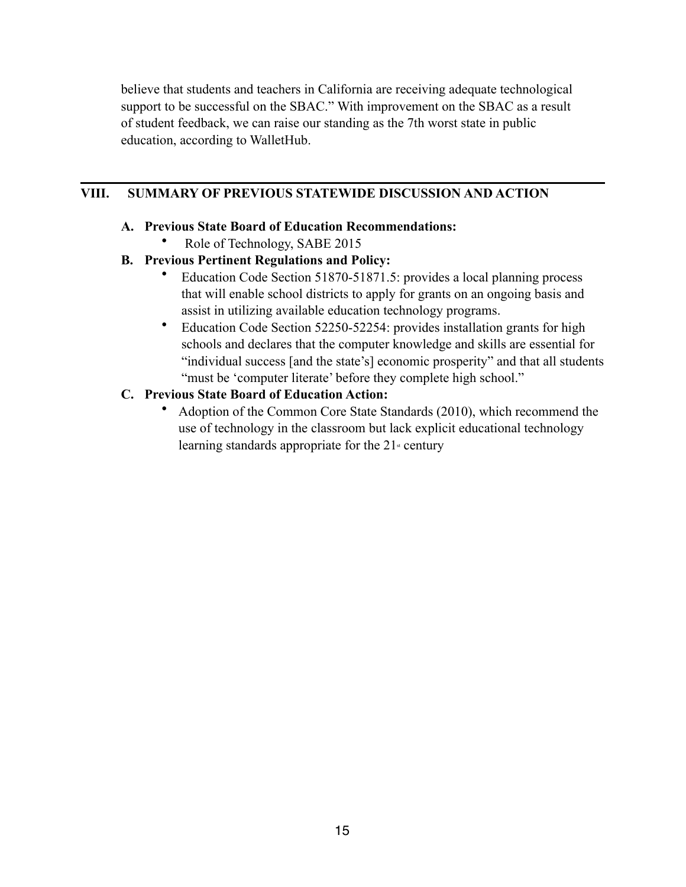believe that students and teachers in California are receiving adequate technological support to be successful on the SBAC." With improvement on the SBAC as a result of student feedback, we can raise our standing as the 7th worst state in public education, according to WalletHub.

---

## VIII. SUMMARY OF PREVIOUS STATEWIDE DISCUSSION AND ACTION

**A. Previous State Board of Education Recommendations:**

- Role of Technology, SABE 2015

**B. Previous Pertinent Regulations and Policy:**

- Education Code Section 51870-51871.5: provides a local planning process that will enable school districts to apply for grants on an ongoing basis and assist in utilizing available education technology programs.
- Education Code Section 52250-52254: provides installation grants for high schools and declares that the computer knowledge and skills are essential for "individual success [and the state's] economic prosperity" and that all students "must be 'computer literate' before they complete high school."

**C. Previous State Board of Education Action:**

- Adoption of the Common Core State Standards (2010), which recommend the use of technology in the classroom but lack explicit educational technology learning standards appropriate for the 21st century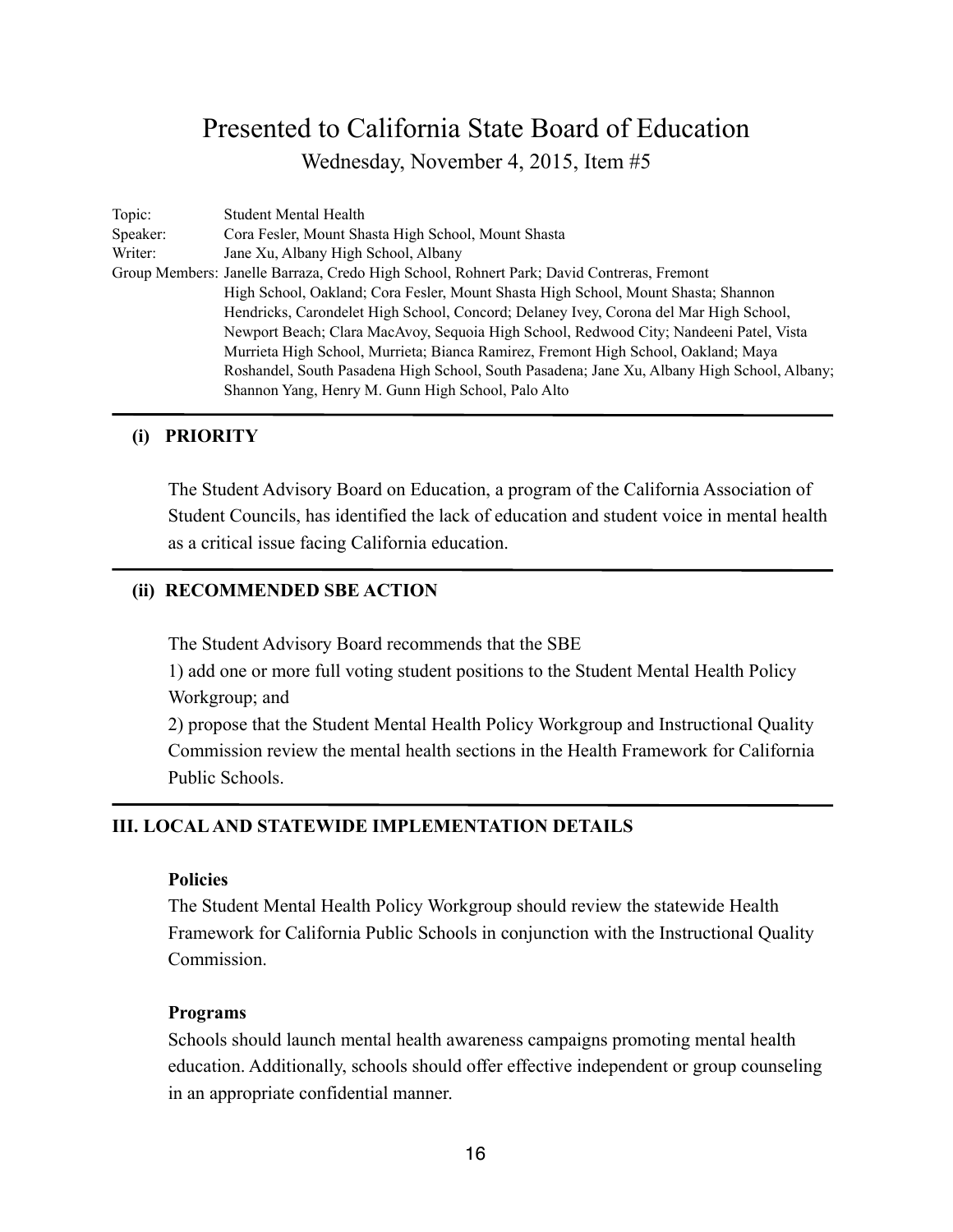# Presented to California State Board of Education

Wednesday, November 4, 2015, Item #5

| | |
|---|---|
| Topic: | Student Mental Health |
| Speaker: | Cora Fesler, Mount Shasta High School, Mount Shasta |
| Writer: | Jane Xu, Albany High School, Albany |
| Group Members: | Janelle Barraza, Credo High School, Rohnert Park; David Contreras, Fremont High School, Oakland; Cora Fesler, Mount Shasta High School, Mount Shasta; Shannon Hendricks, Carondelet High School, Concord; Delaney Ivey, Corona del Mar High School, Newport Beach; Clara MacAvoy, Sequoia High School, Redwood City; Nandeeni Patel, Vista Murrieta High School, Murrieta; Bianca Ramirez, Fremont High School, Oakland; Maya Roshandel, South Pasadena High School, South Pasadena; Jane Xu, Albany High School, Albany; Shannon Yang, Henry M. Gunn High School, Palo Alto |

---

## (i) PRIORITY

The Student Advisory Board on Education, a program of the California Association of Student Councils, has identified the lack of education and student voice in mental health as a critical issue facing California education.

---

## (ii) RECOMMENDED SBE ACTION

The Student Advisory Board recommends that the SBE

1) add one or more full voting student positions to the Student Mental Health Policy Workgroup; and

2) propose that the Student Mental Health Policy Workgroup and Instructional Quality Commission review the mental health sections in the Health Framework for California Public Schools.

---

## III. LOCAL AND STATEWIDE IMPLEMENTATION DETAILS

**Policies**

The Student Mental Health Policy Workgroup should review the statewide Health Framework for California Public Schools in conjunction with the Instructional Quality Commission.

**Programs**

Schools should launch mental health awareness campaigns promoting mental health education. Additionally, schools should offer effective independent or group counseling in an appropriate confidential manner.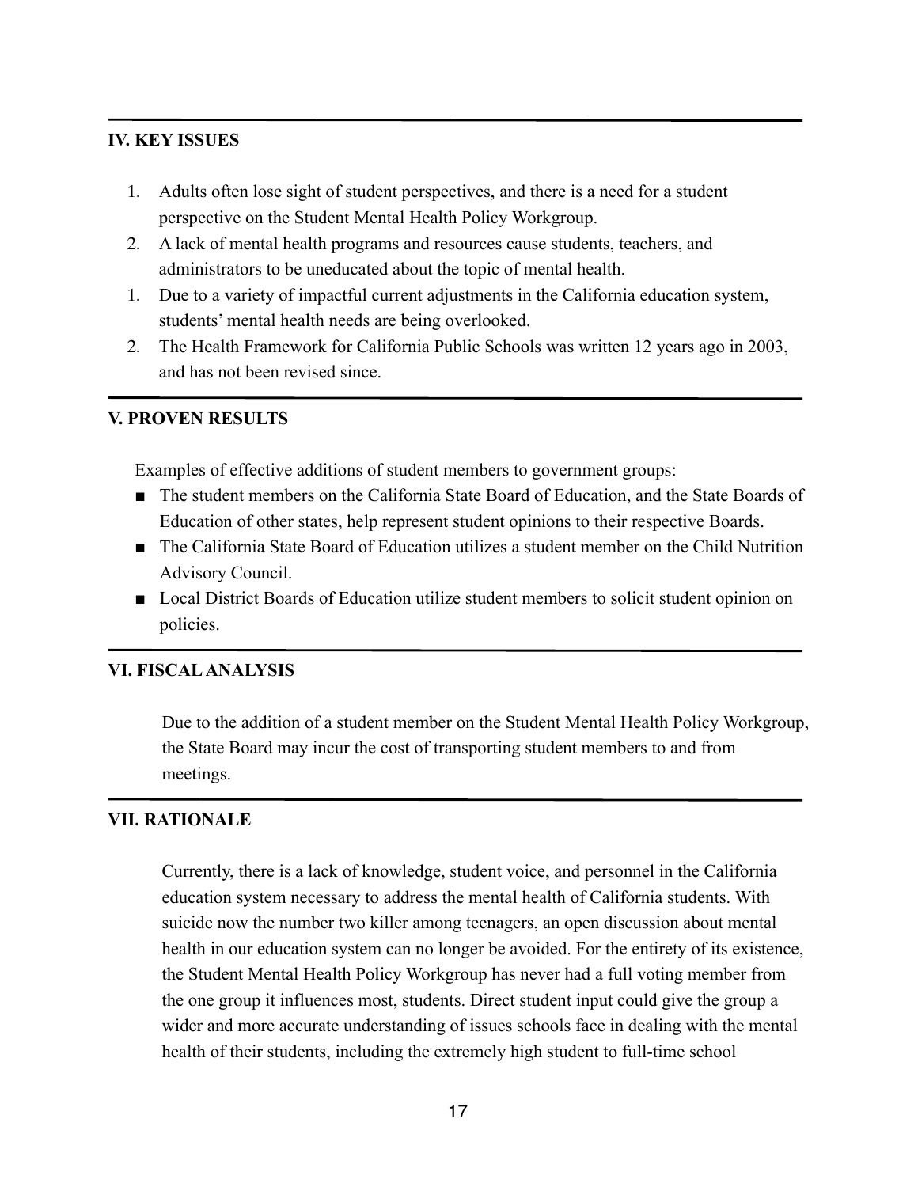## IV. KEY ISSUES

1. Adults often lose sight of student perspectives, and there is a need for a student perspective on the Student Mental Health Policy Workgroup.
2. A lack of mental health programs and resources cause students, teachers, and administrators to be uneducated about the topic of mental health.
1. Due to a variety of impactful current adjustments in the California education system, students' mental health needs are being overlooked.
2. The Health Framework for California Public Schools was written 12 years ago in 2003, and has not been revised since.

## V. PROVEN RESULTS

Examples of effective additions of student members to government groups:

- The student members on the California State Board of Education, and the State Boards of Education of other states, help represent student opinions to their respective Boards.
- The California State Board of Education utilizes a student member on the Child Nutrition Advisory Council.
- Local District Boards of Education utilize student members to solicit student opinion on policies.

## VI. FISCAL ANALYSIS

Due to the addition of a student member on the Student Mental Health Policy Workgroup, the State Board may incur the cost of transporting student members to and from meetings.

## VII. RATIONALE

Currently, there is a lack of knowledge, student voice, and personnel in the California education system necessary to address the mental health of California students. With suicide now the number two killer among teenagers, an open discussion about mental health in our education system can no longer be avoided. For the entirety of its existence, the Student Mental Health Policy Workgroup has never had a full voting member from the one group it influences most, students. Direct student input could give the group a wider and more accurate understanding of issues schools face in dealing with the mental health of their students, including the extremely high student to full-time school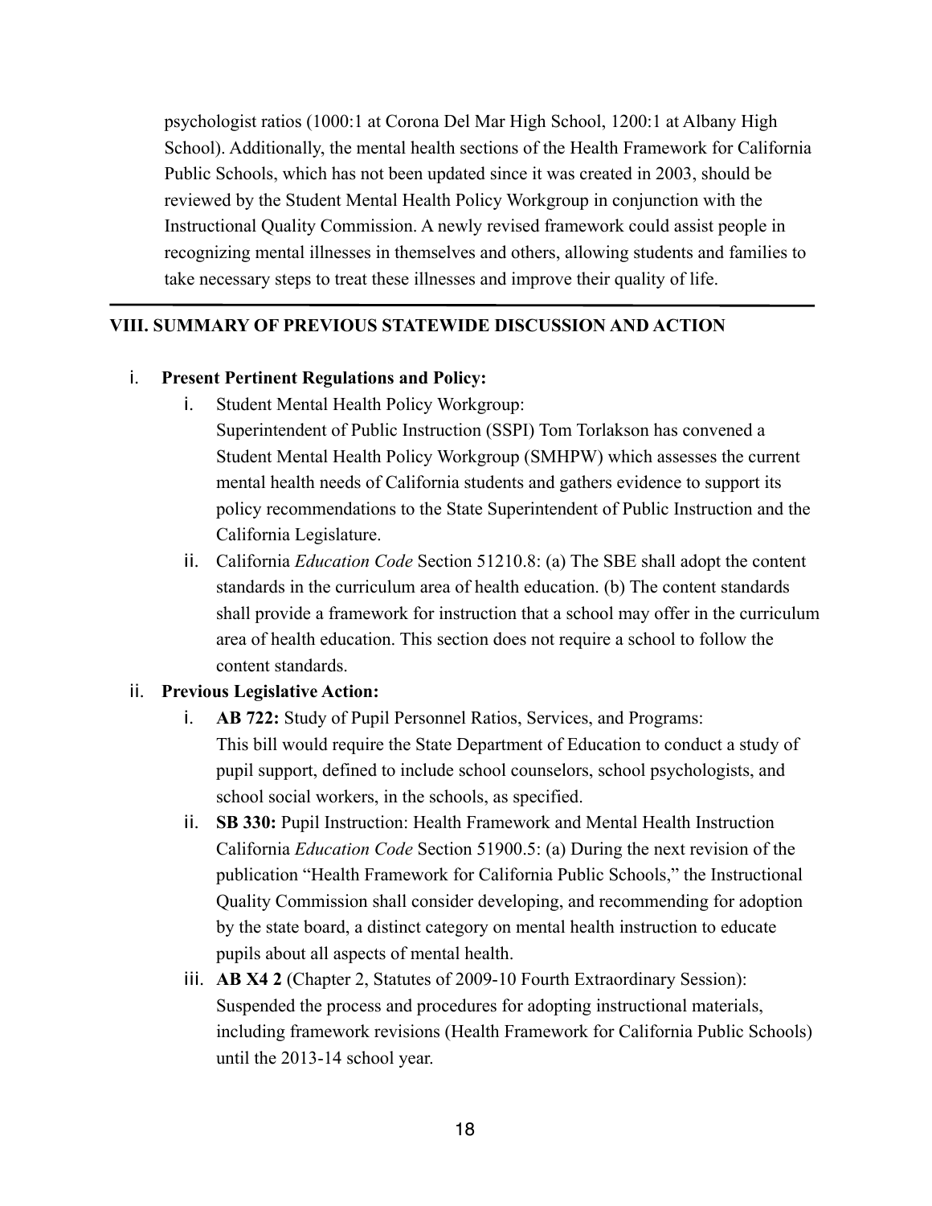psychologist ratios (1000:1 at Corona Del Mar High School, 1200:1 at Albany High School). Additionally, the mental health sections of the Health Framework for California Public Schools, which has not been updated since it was created in 2003, should be reviewed by the Student Mental Health Policy Workgroup in conjunction with the Instructional Quality Commission. A newly revised framework could assist people in recognizing mental illnesses in themselves and others, allowing students and families to take necessary steps to treat these illnesses and improve their quality of life.

---

## VIII. SUMMARY OF PREVIOUS STATEWIDE DISCUSSION AND ACTION

i. **Present Pertinent Regulations and Policy:**

  i. Student Mental Health Policy Workgroup:
  Superintendent of Public Instruction (SSPI) Tom Torlakson has convened a Student Mental Health Policy Workgroup (SMHPW) which assesses the current mental health needs of California students and gathers evidence to support its policy recommendations to the State Superintendent of Public Instruction and the California Legislature.

  ii. California *Education Code* Section 51210.8: (a) The SBE shall adopt the content standards in the curriculum area of health education. (b) The content standards shall provide a framework for instruction that a school may offer in the curriculum area of health education. This section does not require a school to follow the content standards.

ii. **Previous Legislative Action:**

  i. **AB 722:** Study of Pupil Personnel Ratios, Services, and Programs:
  This bill would require the State Department of Education to conduct a study of pupil support, defined to include school counselors, school psychologists, and school social workers, in the schools, as specified.

  ii. **SB 330:** Pupil Instruction: Health Framework and Mental Health Instruction California *Education Code* Section 51900.5: (a) During the next revision of the publication "Health Framework for California Public Schools," the Instructional Quality Commission shall consider developing, and recommending for adoption by the state board, a distinct category on mental health instruction to educate pupils about all aspects of mental health.

  iii. **AB X4 2** (Chapter 2, Statutes of 2009-10 Fourth Extraordinary Session): Suspended the process and procedures for adopting instructional materials, including framework revisions (Health Framework for California Public Schools) until the 2013-14 school year.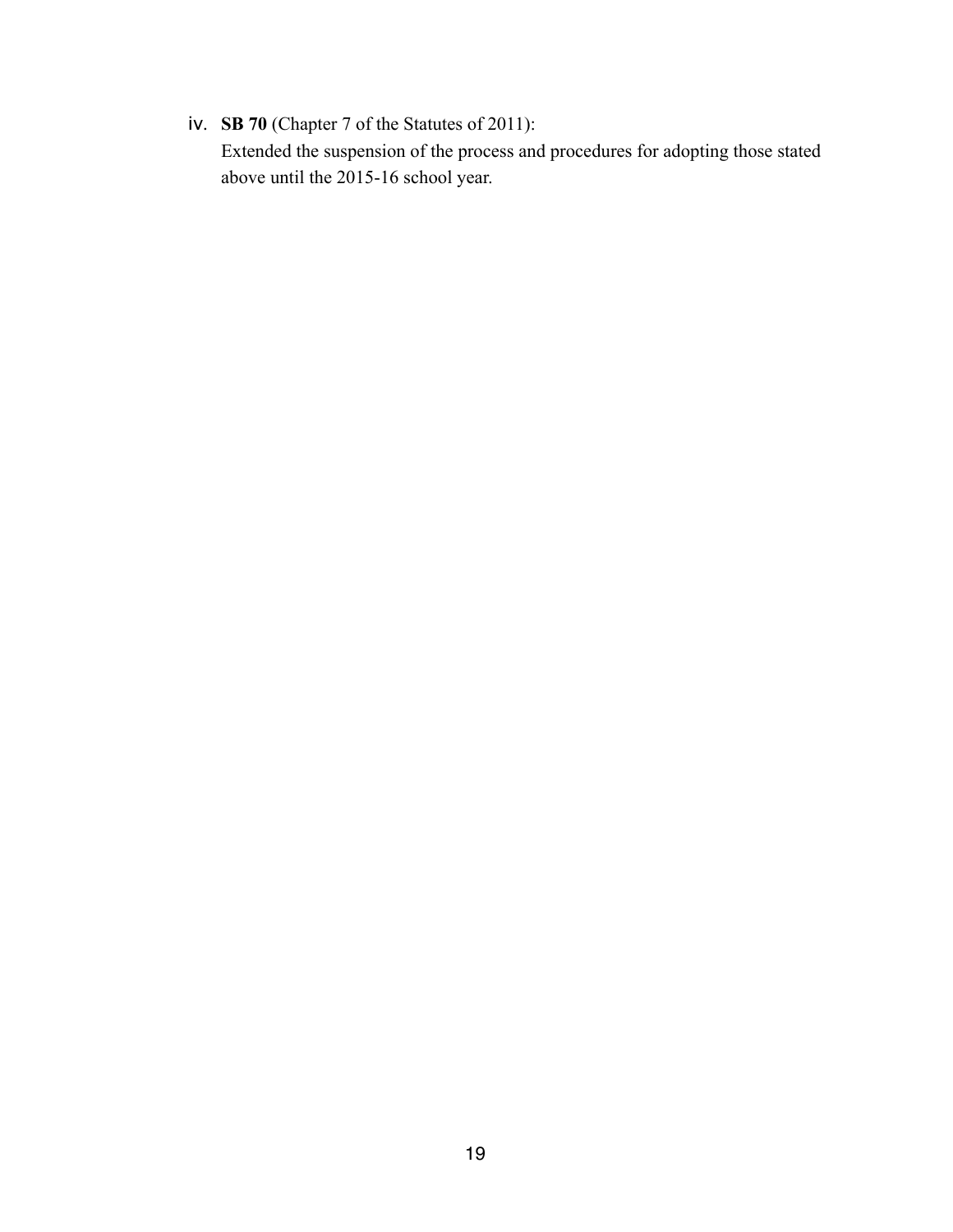iv. **SB 70** (Chapter 7 of the Statutes of 2011):
Extended the suspension of the process and procedures for adopting those stated above until the 2015-16 school year.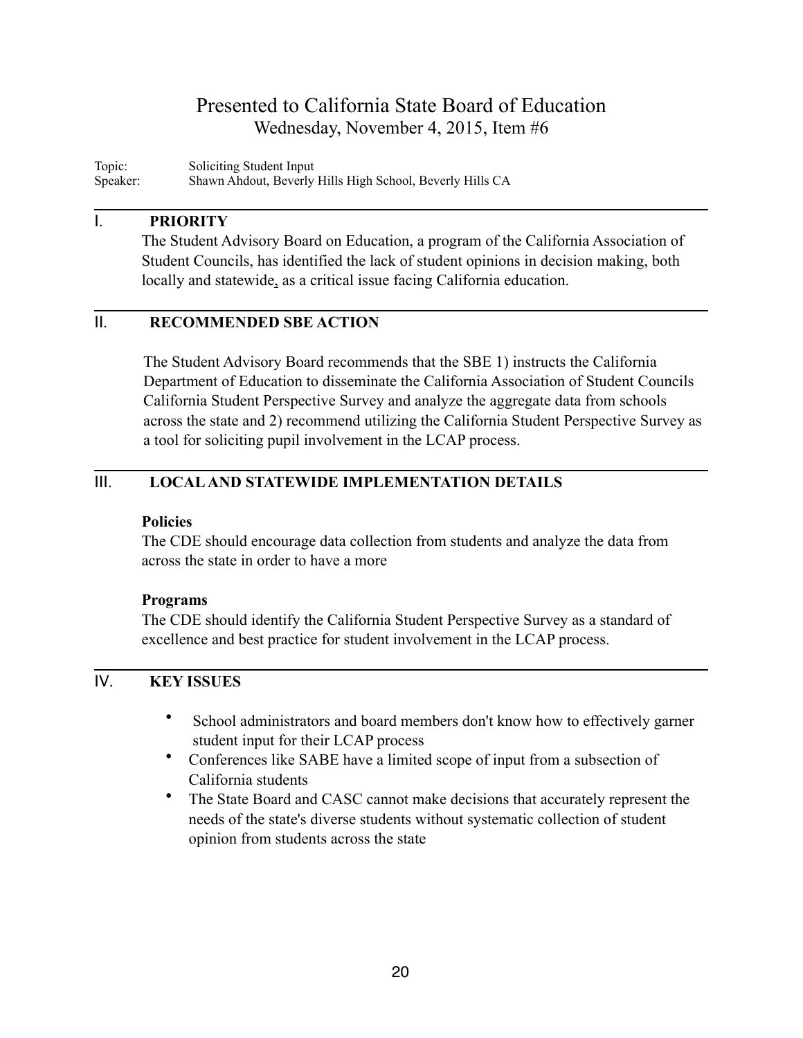# Presented to California State Board of Education

Wednesday, November 4, 2015, Item #6

Topic: Soliciting Student Input
Speaker: Shawn Ahdout, Beverly Hills High School, Beverly Hills CA

## I. PRIORITY

The Student Advisory Board on Education, a program of the California Association of Student Councils, has identified the lack of student opinions in decision making, both locally and statewide, as a critical issue facing California education.

## II. RECOMMENDED SBE ACTION

The Student Advisory Board recommends that the SBE 1) instructs the California Department of Education to disseminate the California Association of Student Councils California Student Perspective Survey and analyze the aggregate data from schools across the state and 2) recommend utilizing the California Student Perspective Survey as a tool for soliciting pupil involvement in the LCAP process.

## III. LOCAL AND STATEWIDE IMPLEMENTATION DETAILS

**Policies**

The CDE should encourage data collection from students and analyze the data from across the state in order to have a more

**Programs**

The CDE should identify the California Student Perspective Survey as a standard of excellence and best practice for student involvement in the LCAP process.

## IV. KEY ISSUES

- School administrators and board members don't know how to effectively garner student input for their LCAP process
- Conferences like SABE have a limited scope of input from a subsection of California students
- The State Board and CASC cannot make decisions that accurately represent the needs of the state's diverse students without systematic collection of student opinion from students across the state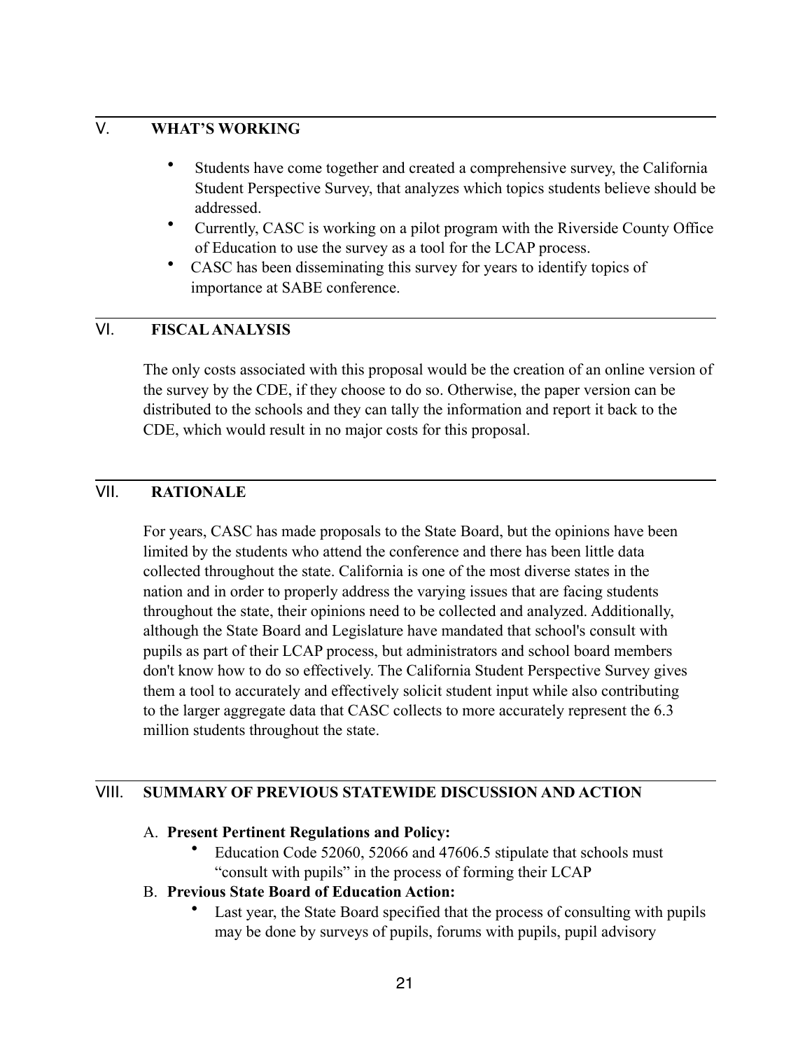## V. WHAT'S WORKING

- Students have come together and created a comprehensive survey, the California Student Perspective Survey, that analyzes which topics students believe should be addressed.
- Currently, CASC is working on a pilot program with the Riverside County Office of Education to use the survey as a tool for the LCAP process.
- CASC has been disseminating this survey for years to identify topics of importance at SABE conference.

## VI. FISCAL ANALYSIS

The only costs associated with this proposal would be the creation of an online version of the survey by the CDE, if they choose to do so. Otherwise, the paper version can be distributed to the schools and they can tally the information and report it back to the CDE, which would result in no major costs for this proposal.

## VII. RATIONALE

For years, CASC has made proposals to the State Board, but the opinions have been limited by the students who attend the conference and there has been little data collected throughout the state. California is one of the most diverse states in the nation and in order to properly address the varying issues that are facing students throughout the state, their opinions need to be collected and analyzed. Additionally, although the State Board and Legislature have mandated that school's consult with pupils as part of their LCAP process, but administrators and school board members don't know how to do so effectively. The California Student Perspective Survey gives them a tool to accurately and effectively solicit student input while also contributing to the larger aggregate data that CASC collects to more accurately represent the 6.3 million students throughout the state.

## VIII. SUMMARY OF PREVIOUS STATEWIDE DISCUSSION AND ACTION

A. **Present Pertinent Regulations and Policy:**

- Education Code 52060, 52066 and 47606.5 stipulate that schools must "consult with pupils" in the process of forming their LCAP

B. **Previous State Board of Education Action:**

- Last year, the State Board specified that the process of consulting with pupils may be done by surveys of pupils, forums with pupils, pupil advisory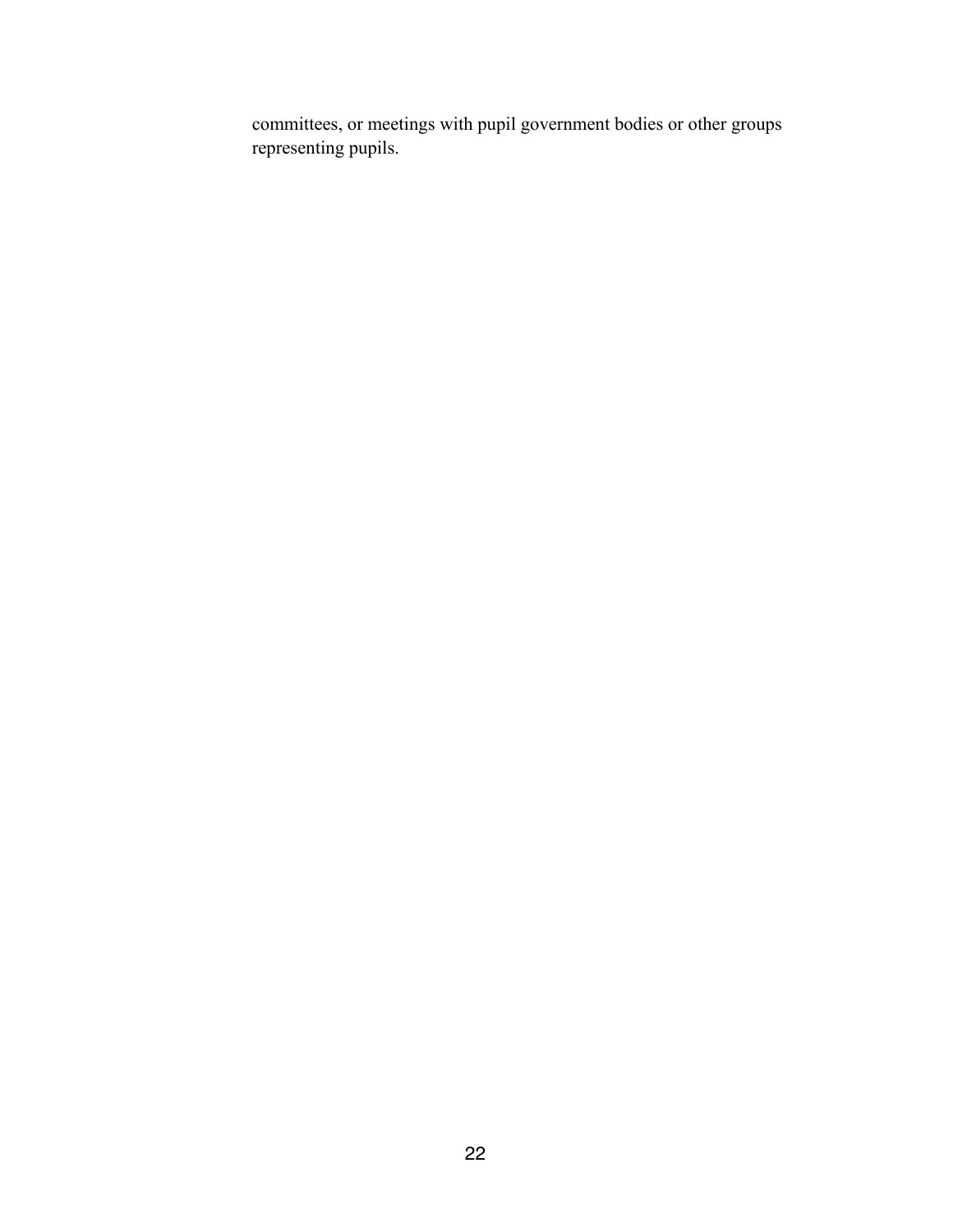committees, or meetings with pupil government bodies or other groups representing pupils.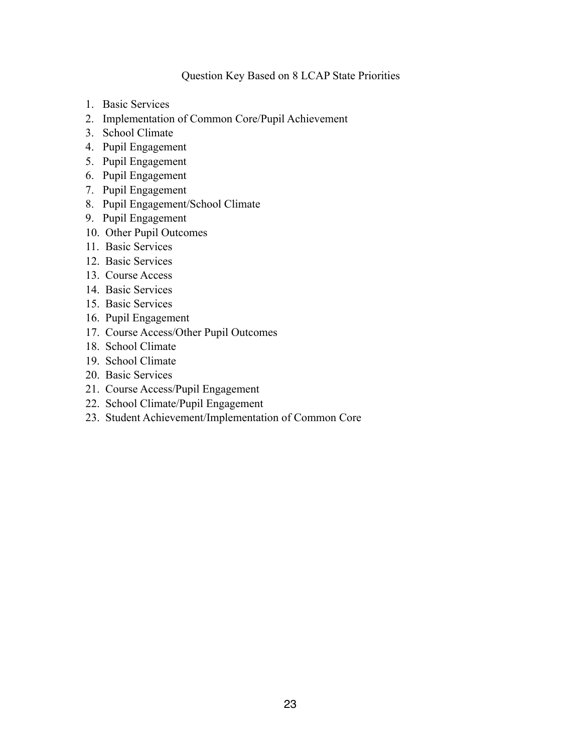Question Key Based on 8 LCAP State Priorities

1. Basic Services
2. Implementation of Common Core/Pupil Achievement
3. School Climate
4. Pupil Engagement
5. Pupil Engagement
6. Pupil Engagement
7. Pupil Engagement
8. Pupil Engagement/School Climate
9. Pupil Engagement
10. Other Pupil Outcomes
11. Basic Services
12. Basic Services
13. Course Access
14. Basic Services
15. Basic Services
16. Pupil Engagement
17. Course Access/Other Pupil Outcomes
18. School Climate
19. School Climate
20. Basic Services
21. Course Access/Pupil Engagement
22. School Climate/Pupil Engagement
23. Student Achievement/Implementation of Common Core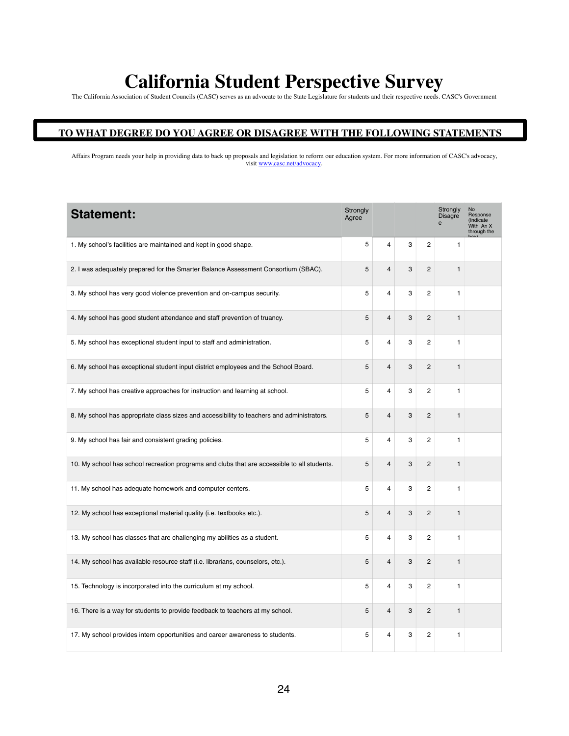# California Student Perspective Survey

The California Association of Student Councils (CASC) serves as an advocate to the State Legislature for students and their respective needs. CASC's Government

## TO WHAT DEGREE DO YOU AGREE OR DISAGREE WITH THE FOLLOWING STATEMENTS

Affairs Program needs your help in providing data to back up proposals and legislation to reform our education system. For more information of CASC's advocacy, visit www.casc.net/advocacy.

| Statement: | Strongly Agree | | | | Strongly Disagree | No Response (Indicate With An X through the box) |
|---|---|---|---|---|---|---|
| 1. My school's facilities are maintained and kept in good shape. | 5 | 4 | 3 | 2 | 1 | |
| 2. I was adequately prepared for the Smarter Balance Assessment Consortium (SBAC). | 5 | 4 | 3 | 2 | 1 | |
| 3. My school has very good violence prevention and on-campus security. | 5 | 4 | 3 | 2 | 1 | |
| 4. My school has good student attendance and staff prevention of truancy. | 5 | 4 | 3 | 2 | 1 | |
| 5. My school has exceptional student input to staff and administration. | 5 | 4 | 3 | 2 | 1 | |
| 6. My school has exceptional student input district employees and the School Board. | 5 | 4 | 3 | 2 | 1 | |
| 7. My school has creative approaches for instruction and learning at school. | 5 | 4 | 3 | 2 | 1 | |
| 8. My school has appropriate class sizes and accessibility to teachers and administrators. | 5 | 4 | 3 | 2 | 1 | |
| 9. My school has fair and consistent grading policies. | 5 | 4 | 3 | 2 | 1 | |
| 10. My school has school recreation programs and clubs that are accessible to all students. | 5 | 4 | 3 | 2 | 1 | |
| 11. My school has adequate homework and computer centers. | 5 | 4 | 3 | 2 | 1 | |
| 12. My school has exceptional material quality (i.e. textbooks etc.). | 5 | 4 | 3 | 2 | 1 | |
| 13. My school has classes that are challenging my abilities as a student. | 5 | 4 | 3 | 2 | 1 | |
| 14. My school has available resource staff (i.e. librarians, counselors, etc.). | 5 | 4 | 3 | 2 | 1 | |
| 15. Technology is incorporated into the curriculum at my school. | 5 | 4 | 3 | 2 | 1 | |
| 16. There is a way for students to provide feedback to teachers at my school. | 5 | 4 | 3 | 2 | 1 | |
| 17. My school provides intern opportunities and career awareness to students. | 5 | 4 | 3 | 2 | 1 | |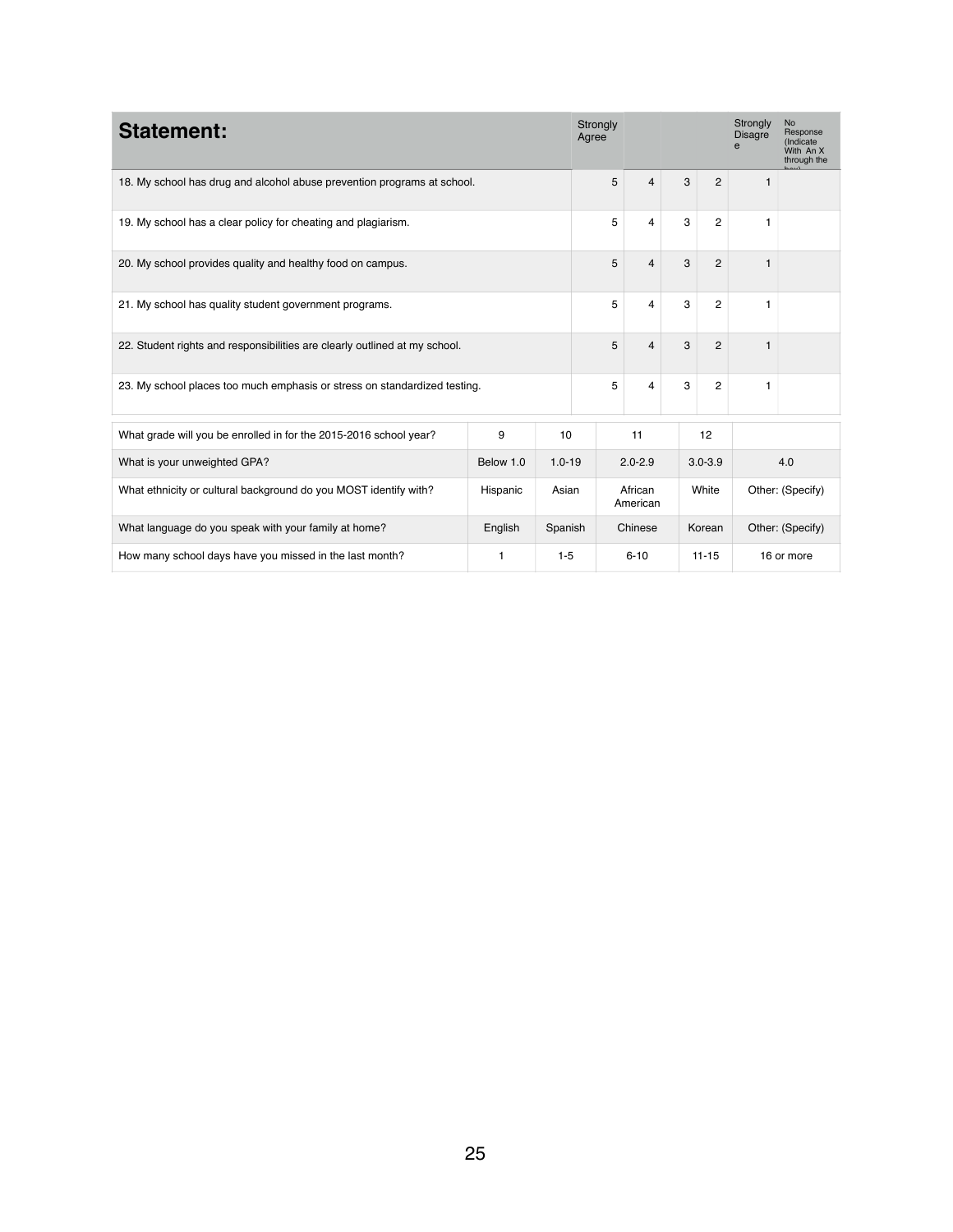| Statement: | Strongly Agree | | | | Strongly Disagree | No Response (Indicate With An X through the box) |
|---|---|---|---|---|---|---|
| 18. My school has drug and alcohol abuse prevention programs at school. | 5 | 4 | 3 | 2 | 1 | |
| 19. My school has a clear policy for cheating and plagiarism. | 5 | 4 | 3 | 2 | 1 | |
| 20. My school provides quality and healthy food on campus. | 5 | 4 | 3 | 2 | 1 | |
| 21. My school has quality student government programs. | 5 | 4 | 3 | 2 | 1 | |
| 22. Student rights and responsibilities are clearly outlined at my school. | 5 | 4 | 3 | 2 | 1 | |
| 23. My school places too much emphasis or stress on standardized testing. | 5 | 4 | 3 | 2 | 1 | |

| | | | | | |
|---|---|---|---|---|---|
| What grade will you be enrolled in for the 2015-2016 school year? | 9 | 10 | 11 | 12 | |
| What is your unweighted GPA? | Below 1.0 | 1.0-19 | 2.0-2.9 | 3.0-3.9 | 4.0 |
| What ethnicity or cultural background do you MOST identify with? | Hispanic | Asian | African American | White | Other: (Specify) |
| What language do you speak with your family at home? | English | Spanish | Chinese | Korean | Other: (Specify) |
| How many school days have you missed in the last month? | 1 | 1-5 | 6-10 | 11-15 | 16 or more |